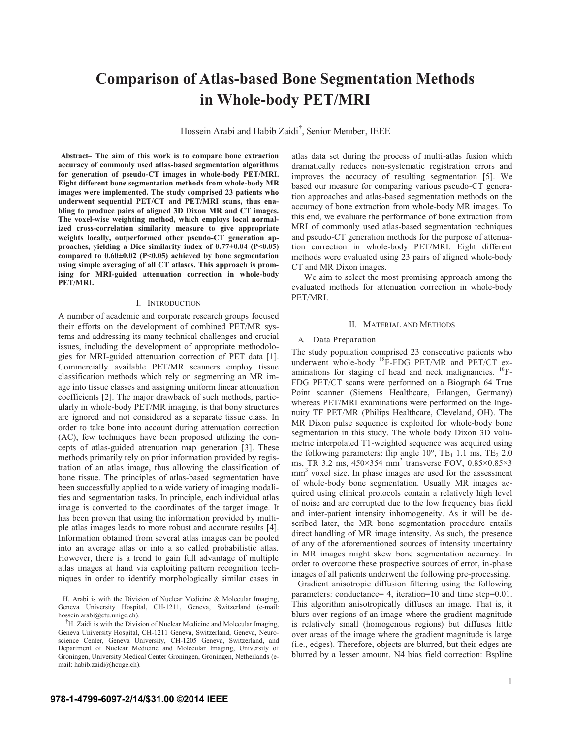# Comparison of Atlas-based Bone Segmentation Methods in Whole-body PET/MRI

Hossein Arabi and Habib Zaidi[†], Senior Member, IEEE

**Abstract– The aim of this work is to compare bone extraction accuracy of commonly used atlas-based segmentation algorithms for generation of pseudo-CT images in whole-body PET/MRI. Eight different bone segmentation methods from whole-body MR images were implemented. The study comprised 23 patients who underwent sequential PET/CT and PET/MRI scans, thus enabling to produce pairs of aligned 3D Dixon MR and CT images. The voxel-wise weighting method, which employs local normalized cross-correlation similarity measure to give appropriate weights locally, outperformed other pseudo-CT generation approaches, yielding a Dice similarity index of 0.77±0.04 (P<0.05) compared to 0.60±0.02 (P<0.05) achieved by bone segmentation using simple averaging of all CT atlases. This approach is promising for MRI-guided attenuation correction in whole-body PET/MRI.**

## I. Introduction

A number of academic and corporate research groups focused their efforts on the development of combined PET/MR systems and addressing its many technical challenges and crucial issues, including the development of appropriate methodologies for MRI-guided attenuation correction of PET data [1]. Commercially available PET/MR scanners employ tissue classification methods which rely on segmenting an MR image into tissue classes and assigning uniform linear attenuation coefficients [2]. The major drawback of such methods, particularly in whole-body PET/MR imaging, is that bony structures are ignored and not considered as a separate tissue class. In order to take bone into account during attenuation correction (AC), few techniques have been proposed utilizing the concepts of atlas-guided attenuation map generation [3]. These methods primarily rely on prior information provided by registration of an atlas image, thus allowing the classification of bone tissue. The principles of atlas-based segmentation have been successfully applied to a wide variety of imaging modalities and segmentation tasks. In principle, each individual atlas image is converted to the coordinates of the target image. It has been proven that using the information provided by multiple atlas images leads to more robust and accurate results [4]. Information obtained from several atlas images can be pooled into an average atlas or into a so called probabilistic atlas. However, there is a trend to gain full advantage of multiple atlas images at hand via exploiting pattern recognition techniques in order to identify morphologically similar cases in atlas data set during the process of multi-atlas fusion which dramatically reduces non-systematic registration errors and improves the accuracy of resulting segmentation [5]. We based our measure for comparing various pseudo-CT generation approaches and atlas-based segmentation methods on the accuracy of bone extraction from whole-body MR images. To this end, we evaluate the performance of bone extraction from MRI of commonly used atlas-based segmentation techniques and pseudo-CT generation methods for the purpose of attenuation correction in whole-body PET/MRI. Eight different methods were evaluated using 23 pairs of aligned whole-body CT and MR Dixon images.

We aim to select the most promising approach among the evaluated methods for attenuation correction in whole-body PET/MRI.

## II. Material and Methods

### A. Data Preparation

The study population comprised 23 consecutive patients who underwent whole-body $^{18}$F-FDG PET/MR and PET/CT examinations for staging of head and neck malignancies. $^{18}$F-FDG PET/CT scans were performed on a Biograph 64 True Point scanner (Siemens Healthcare, Erlangen, Germany) whereas PET/MRI examinations were performed on the Ingenuity TF PET/MR (Philips Healthcare, Cleveland, OH). The MR Dixon pulse sequence is exploited for whole-body bone segmentation in this study. The whole body Dixon 3D volumetric interpolated T1-weighted sequence was acquired using the following parameters: flip angle 10°, $TE_1$ 1.1 ms, $TE_2$ 2.0 ms, TR 3.2 ms, 450×354 mm$^2$ transverse FOV, 0.85×0.85×3 mm$^3$ voxel size. In phase images are used for the assessment of whole-body bone segmentation. Usually MR images acquired using clinical protocols contain a relatively high level of noise and are corrupted due to the low frequency bias field and inter-patient intensity inhomogeneity. As it will be described later, the MR bone segmentation procedure entails direct handling of MR image intensity. As such, the presence of any of the aforementioned sources of intensity uncertainty in MR images might skew bone segmentation accuracy. In order to overcome these prospective sources of error, in-phase images of all patients underwent the following pre-processing.

Gradient anisotropic diffusion filtering using the following parameters: conductance= 4, iteration=10 and time step=0.01. This algorithm anisotropically diffuses an image. That is, it blurs over regions of an image where the gradient magnitude is relatively small (homogenous regions) but diffuses little over areas of the image where the gradient magnitude is large (i.e., edges). Therefore, objects are blurred, but their edges are blurred by a lesser amount. N4 bias field correction: Bspline

H. Arabi is with the Division of Nuclear Medicine & Molecular Imaging, Geneva University Hospital, CH-1211, Geneva, Switzerland (e-mail: hossein.arabi@etu.unige.ch).

[†]H. Zaidi is with the Division of Nuclear Medicine and Molecular Imaging, Geneva University Hospital, CH-1211 Geneva, Switzerland, Geneva, Neuroscience Center, Geneva University, CH-1205 Geneva, Switzerland, and Department of Nuclear Medicine and Molecular Imaging, University of Groningen, University Medical Center Groningen, Groningen, Netherlands (e-mail: habib.zaidi@hcuge.ch).

978-1-4799-6097-2/14/$31.00 ©2014 IEEE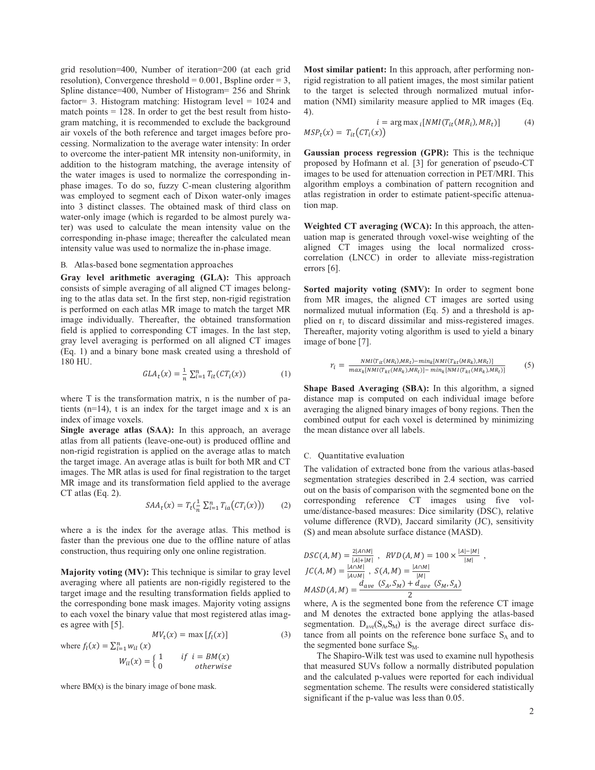grid resolution=400, Number of iteration=200 (at each grid resolution), Convergence threshold = 0.001, Bspline order = 3, Spline distance=400, Number of Histogram= 256 and Shrink factor= 3. Histogram matching: Histogram level = 1024 and match points = 128. In order to get the best result from histogram matching, it is recommended to exclude the background air voxels of the both reference and target images before processing. Normalization to the average water intensity: In order to overcome the inter-patient MR intensity non-uniformity, in addition to the histogram matching, the average intensity of the water images is used to normalize the corresponding in-phase images. To do so, fuzzy C-mean clustering algorithm was employed to segment each of Dixon water-only images into 3 distinct classes. The obtained mask of third class on water-only image (which is regarded to be almost purely water) was used to calculate the mean intensity value on the corresponding in-phase image; thereafter the calculated mean intensity value was used to normalize the in-phase image.

### B. Atlas-based bone segmentation approaches

**Gray level arithmetic averaging (GLA):** This approach consists of simple averaging of all aligned CT images belonging to the atlas data set. In the first step, non-rigid registration is performed on each atlas MR image to match the target MR image individually. Thereafter, the obtained transformation field is applied to corresponding CT images. In the last step, gray level averaging is performed on all aligned CT images (Eq. 1) and a binary bone mask created using a threshold of 180 HU.

$$GLA_t(x) = \frac{1}{n}\sum_{i=1}^{n} T_{it}(CT_i(x)) \tag{1}$$

where T is the transformation matrix, n is the number of patients (n=14), t is an index for the target image and x is an index of image voxels.

**Single average atlas (SAA):** In this approach, an average atlas from all patients (leave-one-out) is produced offline and non-rigid registration is applied on the average atlas to match the target image. An average atlas is built for both MR and CT images. The MR atlas is used for final registration to the target MR image and its transformation field applied to the average CT atlas (Eq. 2).

$$SAA_t(x) = T_t\left(\frac{1}{n}\sum_{i=1}^{n} T_{ia}\left(CT_i(x)\right)\right) \tag{2}$$

where a is the index for the average atlas. This method is faster than the previous one due to the offline nature of atlas construction, thus requiring only one online registration.

**Majority voting (MV):** This technique is similar to gray level averaging where all patients are non-rigidly registered to the target image and the resulting transformation fields applied to the corresponding bone mask images. Majority voting assigns to each voxel the binary value that most registered atlas images agree with [5].

$$MV_t(x) = \max\left[f_l(x)\right] \tag{3}$$

where $f_l(x) = \sum_{i=1}^{n} w_{il}(x)$

$$W_{il}(x) = \begin{cases} 1 & if \;\; i = BM(x) \\ 0 & otherwise \end{cases}$$

where BM(x) is the binary image of bone mask.

**Most similar patient:** In this approach, after performing non-rigid registration to all patient images, the most similar patient to the target is selected through normalized mutual information (NMI) similarity measure applied to MR images (Eq. 4).

$$i = \arg\max{}_i\left[NMI(T_{it}(MR_i), MR_t)\right] \tag{4}$$

$$MSP_t(x) = T_{it}\left(CT_i(x)\right)$$

**Gaussian process regression (GPR):** This is the technique proposed by Hofmann et al. [3] for generation of pseudo-CT images to be used for attenuation correction in PET/MRI. This algorithm employs a combination of pattern recognition and atlas registration in order to estimate patient-specific attenuation map.

**Weighted CT averaging (WCA):** In this approach, the attenuation map is generated through voxel-wise weighting of the aligned CT images using the local normalized cross-correlation (LNCC) in order to alleviate miss-registration errors [6].

**Sorted majority voting (SMV):** In order to segment bone from MR images, the aligned CT images are sorted using normalized mutual information (Eq. 5) and a threshold is applied on $r_i$ to discard dissimilar and miss-registered images. Thereafter, majority voting algorithm is used to yield a binary image of bone [7].

$$r_i = \frac{NMI(T_{it}(MR_l), MR_t) - min_k[NMI(T_{kt}(MR_k), MR_t)]}{max_k[NMI(T_{kt}(MR_k), MR_t)] - min_k[NMI(T_{kt}(MR_k), MR_t)]} \tag{5}$$

**Shape Based Averaging (SBA):** In this algorithm, a signed distance map is computed on each individual image before averaging the aligned binary images of bony regions. Then the combined output for each voxel is determined by minimizing the mean distance over all labels.

### C. Quantitative evaluation

The validation of extracted bone from the various atlas-based segmentation strategies described in 2.4 section, was carried out on the basis of comparison with the segmented bone on the corresponding reference CT images using five volume/distance-based measures: Dice similarity (DSC), relative volume difference (RVD), Jaccard similarity (JC), sensitivity (S) and mean absolute surface distance (MASD).

$$DSC(A,M) = \frac{2|A\cap M|}{|A|+|M|}\,, \quad RVD(A,M) = 100 \times \frac{|A|-|M|}{|M|}\,,$$

$$JC(A,M) = \frac{|A\cap M|}{|A\cup M|}\,, \quad S(A,M) = \frac{|A\cap M|}{|M|}$$

$$MASD(A,M) = \frac{d_{ave}\;(S_A, S_M) + d_{ave}\;(S_M, S_A)}{2}$$

where, A is the segmented bone from the reference CT image and M denotes the extracted bone applying the atlas-based segmentation. $D_{ave}(S_A,S_M)$ is the average direct surface distance from all points on the reference bone surface $S_A$ and to the segmented bone surface $S_M$.

The Shapiro-Wilk test was used to examine null hypothesis that measured SUVs follow a normally distributed population and the calculated p-values were reported for each individual segmentation scheme. The results were considered statistically significant if the p-value was less than 0.05.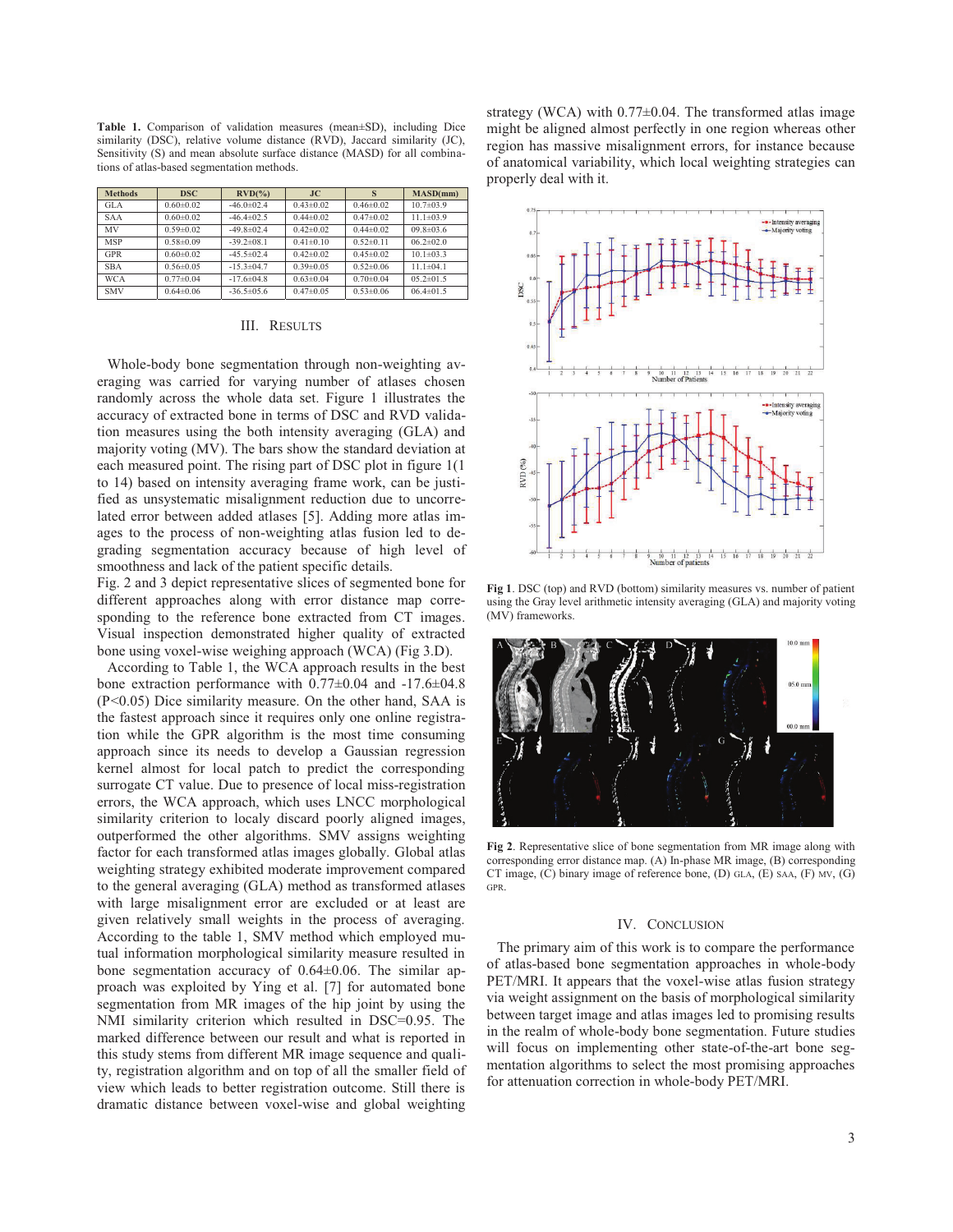**Table 1.** Comparison of validation measures (mean±SD), including Dice similarity (DSC), relative volume distance (RVD), Jaccard similarity (JC), Sensitivity (S) and mean absolute surface distance (MASD) for all combinations of atlas-based segmentation methods.

| Methods | DSC | RVD(%) | JC | S | MASD(mm) |
|---|---|---|---|---|---|
| GLA | 0.60±0.02 | -46.0±02.4 | 0.43±0.02 | 0.46±0.02 | 10.7±03.9 |
| SAA | 0.60±0.02 | -46.4±02.5 | 0.44±0.02 | 0.47±0.02 | 11.1±03.9 |
| MV | 0.59±0.02 | -49.8±02.4 | 0.42±0.02 | 0.44±0.02 | 09.8±03.6 |
| MSP | 0.58±0.09 | -39.2±08.1 | 0.41±0.10 | 0.52±0.11 | 06.2±02.0 |
| GPR | 0.60±0.02 | -45.5±02.4 | 0.42±0.02 | 0.45±0.02 | 10.1±03.3 |
| SBA | 0.56±0.05 | -15.3±04.7 | 0.39±0.05 | 0.52±0.06 | 11.1±04.1 |
| WCA | 0.77±0.04 | -17.6±04.8 | 0.63±0.04 | 0.70±0.04 | 05.2±01.5 |
| SMV | 0.64±0.06 | -36.5±05.6 | 0.47±0.05 | 0.53±0.06 | 06.4±01.5 |

## III. Results

Whole-body bone segmentation through non-weighting averaging was carried for varying number of atlases chosen randomly across the whole data set. Figure 1 illustrates the accuracy of extracted bone in terms of DSC and RVD validation measures using the both intensity averaging (GLA) and majority voting (MV). The bars show the standard deviation at each measured point. The rising part of DSC plot in figure 1(1 to 14) based on intensity averaging frame work, can be justified as unsystematic misalignment reduction due to uncorrelated error between added atlases [5]. Adding more atlas images to the process of non-weighting atlas fusion led to degrading segmentation accuracy because of high level of smoothness and lack of the patient specific details.

Fig. 2 and 3 depict representative slices of segmented bone for different approaches along with error distance map corresponding to the reference bone extracted from CT images. Visual inspection demonstrated higher quality of extracted bone using voxel-wise weighing approach (WCA) (Fig 3.D).

According to Table 1, the WCA approach results in the best bone extraction performance with 0.77±0.04 and -17.6±04.8 ($P<0.05$) Dice similarity measure. On the other hand, SAA is the fastest approach since it requires only one online registration while the GPR algorithm is the most time consuming approach since its needs to develop a Gaussian regression kernel almost for local patch to predict the corresponding surrogate CT value. Due to presence of local miss-registration errors, the WCA approach, which uses LNCC morphological similarity criterion to localy discard poorly aligned images, outperformed the other algorithms. SMV assigns weighting factor for each transformed atlas images globally. Global atlas weighting strategy exhibited moderate improvement compared to the general averaging (GLA) method as transformed atlases with large misalignment error are excluded or at least are given relatively small weights in the process of averaging. According to the table 1, SMV method which employed mutual information morphological similarity measure resulted in bone segmentation accuracy of 0.64±0.06. The similar approach was exploited by Ying et al. [7] for automated bone segmentation from MR images of the hip joint by using the NMI similarity criterion which resulted in DSC=0.95. The marked difference between our result and what is reported in this study stems from different MR image sequence and quality, registration algorithm and on top of all the smaller field of view which leads to better registration outcome. Still there is dramatic distance between voxel-wise and global weighting strategy (WCA) with 0.77±0.04. The transformed atlas image might be aligned almost perfectly in one region whereas other region has massive misalignment errors, for instance because of anatomical variability, which local weighting strategies can properly deal with it.

**Fig 1**. DSC (top) and RVD (bottom) similarity measures vs. number of patient using the Gray level arithmetic intensity averaging (GLA) and majority voting (MV) frameworks.

**Fig 2**. Representative slice of bone segmentation from MR image along with corresponding error distance map. (A) In-phase MR image, (B) corresponding CT image, (C) binary image of reference bone, (D) GLA, (E) SAA, (F) MV, (G) GPR.

## IV. Conclusion

The primary aim of this work is to compare the performance of atlas-based bone segmentation approaches in whole-body PET/MRI. It appears that the voxel-wise atlas fusion strategy via weight assignment on the basis of morphological similarity between target image and atlas images led to promising results in the realm of whole-body bone segmentation. Future studies will focus on implementing other state-of-the-art bone segmentation algorithms to select the most promising approaches for attenuation correction in whole-body PET/MRI.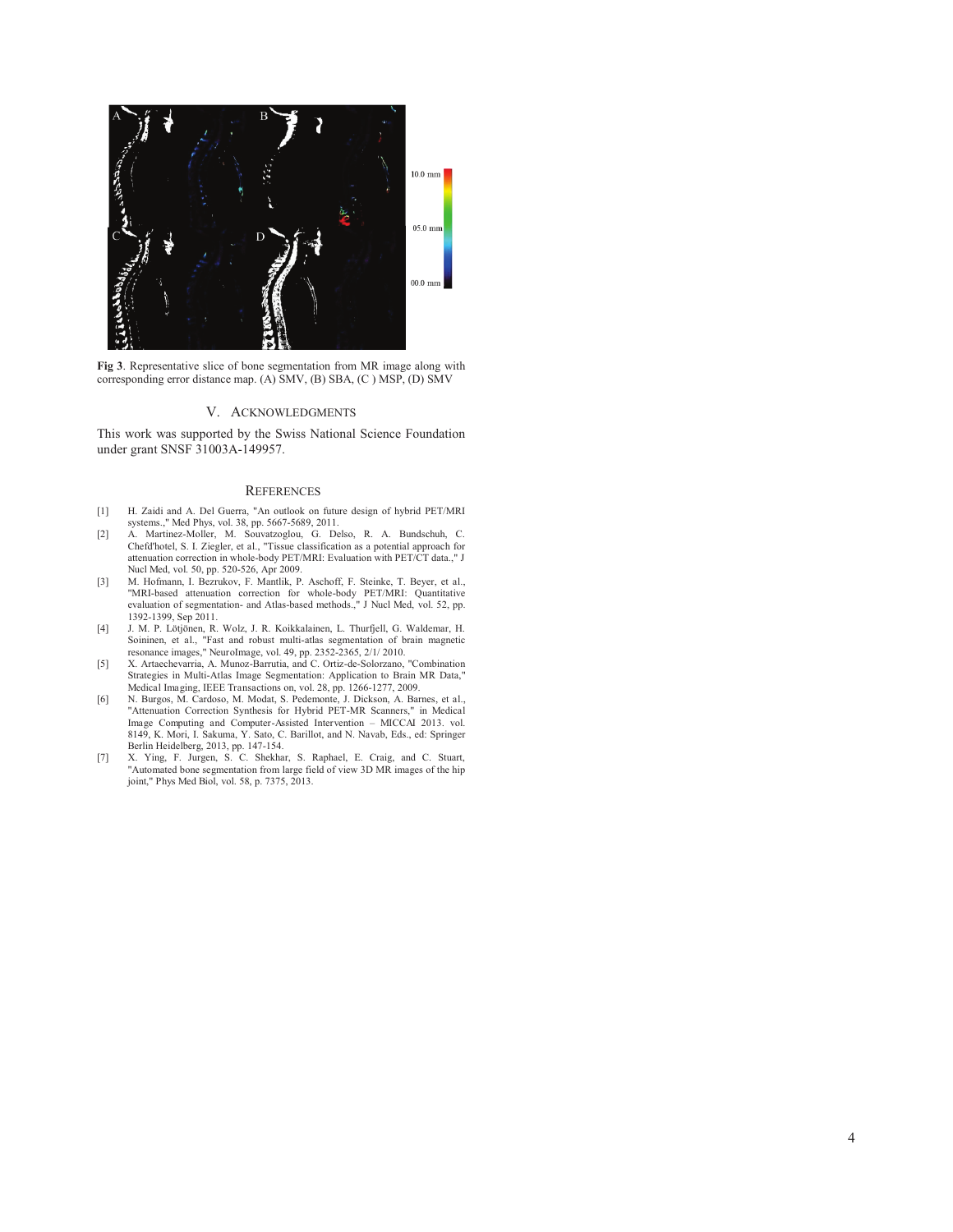A B C D

10.0 mm

05.0 mm

00.0 mm

**Fig 3**. Representative slice of bone segmentation from MR image along with corresponding error distance map. (A) SMV, (B) SBA, (C ) MSP, (D) SMV

## V. Acknowledgments

This work was supported by the Swiss National Science Foundation under grant SNSF 31003A-149957.

## References

[1] H. Zaidi and A. Del Guerra, "An outlook on future design of hybrid PET/MRI systems.," Med Phys, vol. 38, pp. 5667-5689, 2011.

[2] A. Martinez-Moller, M. Souvatzoglou, G. Delso, R. A. Bundschuh, C. Chefd'hotel, S. I. Ziegler, et al., "Tissue classification as a potential approach for attenuation correction in whole-body PET/MRI: Evaluation with PET/CT data.," J Nucl Med, vol. 50, pp. 520-526, Apr 2009.

[3] M. Hofmann, I. Bezrukov, F. Mantlik, P. Aschoff, F. Steinke, T. Beyer, et al., "MRI-based attenuation correction for whole-body PET/MRI: Quantitative evaluation of segmentation- and Atlas-based methods.," J Nucl Med, vol. 52, pp. 1392-1399, Sep 2011.

[4] J. M. P. Lötjönen, R. Wolz, J. R. Koikkalainen, L. Thurfjell, G. Waldemar, H. Soininen, et al., "Fast and robust multi-atlas segmentation of brain magnetic resonance images," NeuroImage, vol. 49, pp. 2352-2365, 2/1/ 2010.

[5] X. Artaechevarria, A. Munoz-Barrutia, and C. Ortiz-de-Solorzano, "Combination Strategies in Multi-Atlas Image Segmentation: Application to Brain MR Data," Medical Imaging, IEEE Transactions on, vol. 28, pp. 1266-1277, 2009.

[6] N. Burgos, M. Cardoso, M. Modat, S. Pedemonte, J. Dickson, A. Barnes, et al., "Attenuation Correction Synthesis for Hybrid PET-MR Scanners," in Medical Image Computing and Computer-Assisted Intervention – MICCAI 2013. vol. 8149, K. Mori, I. Sakuma, Y. Sato, C. Barillot, and N. Navab, Eds., ed: Springer Berlin Heidelberg, 2013, pp. 147-154.

[7] X. Ying, F. Jurgen, S. C. Shekhar, S. Raphael, E. Craig, and C. Stuart, "Automated bone segmentation from large field of view 3D MR images of the hip joint," Phys Med Biol, vol. 58, p. 7375, 2013.